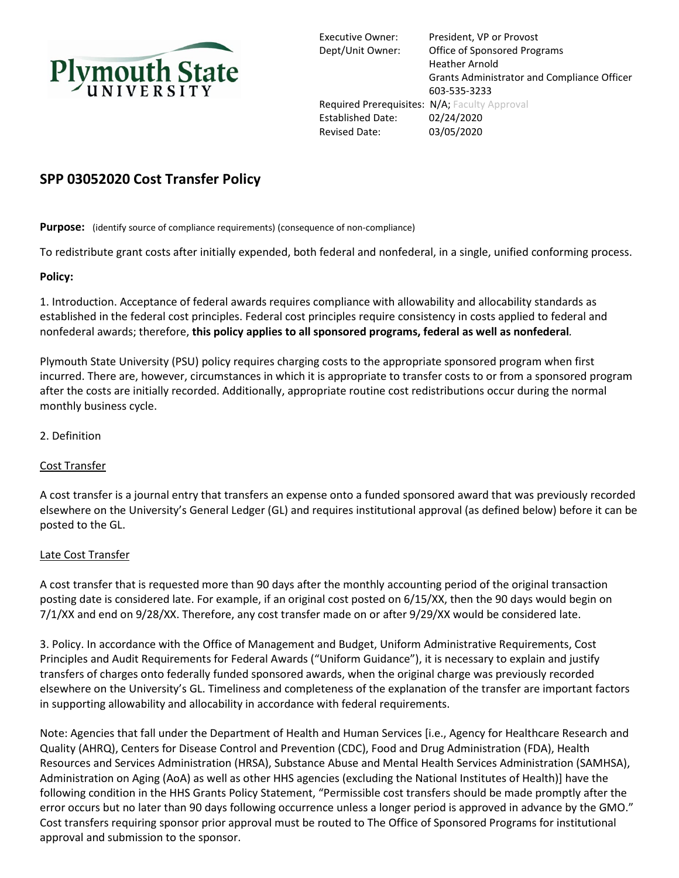Plymouth State UNIVERSITY

| | |
|---|---|
| Executive Owner: | President, VP or Provost |
| Dept/Unit Owner: | Office of Sponsored Programs<br>Heather Arnold<br>Grants Administrator and Compliance Officer<br>603-535-3233 |
| Required Prerequisites: | N/A; Faculty Approval |
| Established Date: | 02/24/2020 |
| Revised Date: | 03/05/2020 |

# SPP 03052020 Cost Transfer Policy

**Purpose:** (identify source of compliance requirements) (consequence of non-compliance)

To redistribute grant costs after initially expended, both federal and nonfederal, in a single, unified conforming process.

**Policy:**

1. Introduction. Acceptance of federal awards requires compliance with allowability and allocability standards as established in the federal cost principles. Federal cost principles require consistency in costs applied to federal and nonfederal awards; therefore, **this policy applies to all sponsored programs, federal as well as nonfederal**.

Plymouth State University (PSU) policy requires charging costs to the appropriate sponsored program when first incurred. There are, however, circumstances in which it is appropriate to transfer costs to or from a sponsored program after the costs are initially recorded. Additionally, appropriate routine cost redistributions occur during the normal monthly business cycle.

2. Definition

Cost Transfer

A cost transfer is a journal entry that transfers an expense onto a funded sponsored award that was previously recorded elsewhere on the University's General Ledger (GL) and requires institutional approval (as defined below) before it can be posted to the GL.

Late Cost Transfer

A cost transfer that is requested more than 90 days after the monthly accounting period of the original transaction posting date is considered late. For example, if an original cost posted on 6/15/XX, then the 90 days would begin on 7/1/XX and end on 9/28/XX. Therefore, any cost transfer made on or after 9/29/XX would be considered late.

3. Policy. In accordance with the Office of Management and Budget, Uniform Administrative Requirements, Cost Principles and Audit Requirements for Federal Awards ("Uniform Guidance"), it is necessary to explain and justify transfers of charges onto federally funded sponsored awards, when the original charge was previously recorded elsewhere on the University's GL. Timeliness and completeness of the explanation of the transfer are important factors in supporting allowability and allocability in accordance with federal requirements.

Note: Agencies that fall under the Department of Health and Human Services [i.e., Agency for Healthcare Research and Quality (AHRQ), Centers for Disease Control and Prevention (CDC), Food and Drug Administration (FDA), Health Resources and Services Administration (HRSA), Substance Abuse and Mental Health Services Administration (SAMHSA), Administration on Aging (AoA) as well as other HHS agencies (excluding the National Institutes of Health)] have the following condition in the HHS Grants Policy Statement, "Permissible cost transfers should be made promptly after the error occurs but no later than 90 days following occurrence unless a longer period is approved in advance by the GMO." Cost transfers requiring sponsor prior approval must be routed to The Office of Sponsored Programs for institutional approval and submission to the sponsor.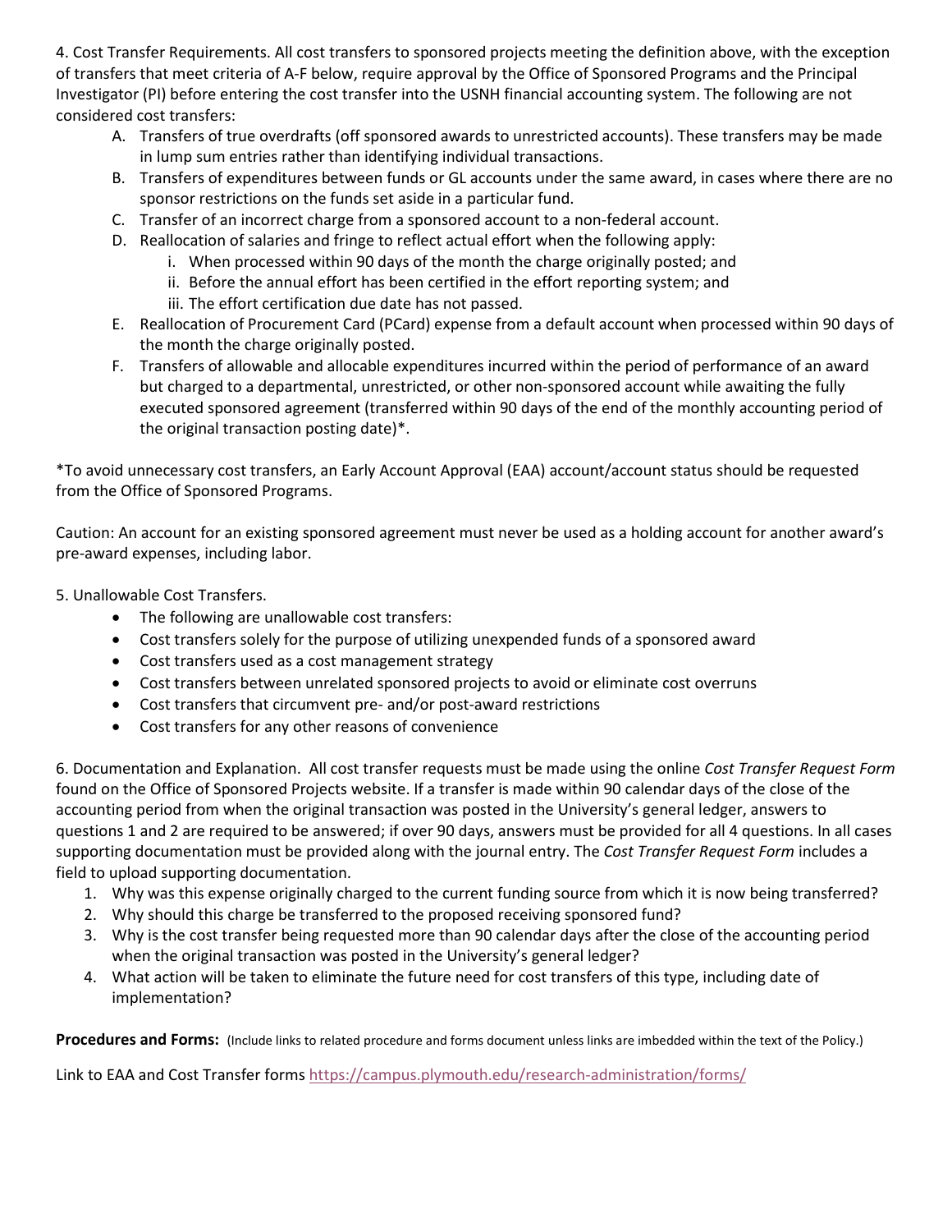4. Cost Transfer Requirements. All cost transfers to sponsored projects meeting the definition above, with the exception of transfers that meet criteria of A-F below, require approval by the Office of Sponsored Programs and the Principal Investigator (PI) before entering the cost transfer into the USNH financial accounting system. The following are not considered cost transfers:

A. Transfers of true overdrafts (off sponsored awards to unrestricted accounts). These transfers may be made in lump sum entries rather than identifying individual transactions.
B. Transfers of expenditures between funds or GL accounts under the same award, in cases where there are no sponsor restrictions on the funds set aside in a particular fund.
C. Transfer of an incorrect charge from a sponsored account to a non-federal account.
D. Reallocation of salaries and fringe to reflect actual effort when the following apply:
   i. When processed within 90 days of the month the charge originally posted; and
   ii. Before the annual effort has been certified in the effort reporting system; and
   iii. The effort certification due date has not passed.
E. Reallocation of Procurement Card (PCard) expense from a default account when processed within 90 days of the month the charge originally posted.
F. Transfers of allowable and allocable expenditures incurred within the period of performance of an award but charged to a departmental, unrestricted, or other non-sponsored account while awaiting the fully executed sponsored agreement (transferred within 90 days of the end of the monthly accounting period of the original transaction posting date)*.

*To avoid unnecessary cost transfers, an Early Account Approval (EAA) account/account status should be requested from the Office of Sponsored Programs.

Caution: An account for an existing sponsored agreement must never be used as a holding account for another award's pre-award expenses, including labor.

5. Unallowable Cost Transfers.

- The following are unallowable cost transfers:
- Cost transfers solely for the purpose of utilizing unexpended funds of a sponsored award
- Cost transfers used as a cost management strategy
- Cost transfers between unrelated sponsored projects to avoid or eliminate cost overruns
- Cost transfers that circumvent pre- and/or post-award restrictions
- Cost transfers for any other reasons of convenience

6. Documentation and Explanation. All cost transfer requests must be made using the online *Cost Transfer Request Form* found on the Office of Sponsored Projects website. If a transfer is made within 90 calendar days of the close of the accounting period from when the original transaction was posted in the University's general ledger, answers to questions 1 and 2 are required to be answered; if over 90 days, answers must be provided for all 4 questions. In all cases supporting documentation must be provided along with the journal entry. The *Cost Transfer Request Form* includes a field to upload supporting documentation.

1. Why was this expense originally charged to the current funding source from which it is now being transferred?
2. Why should this charge be transferred to the proposed receiving sponsored fund?
3. Why is the cost transfer being requested more than 90 calendar days after the close of the accounting period when the original transaction was posted in the University's general ledger?
4. What action will be taken to eliminate the future need for cost transfers of this type, including date of implementation?

**Procedures and Forms:** (Include links to related procedure and forms document unless links are imbedded within the text of the Policy.)

Link to EAA and Cost Transfer forms https://campus.plymouth.edu/research-administration/forms/